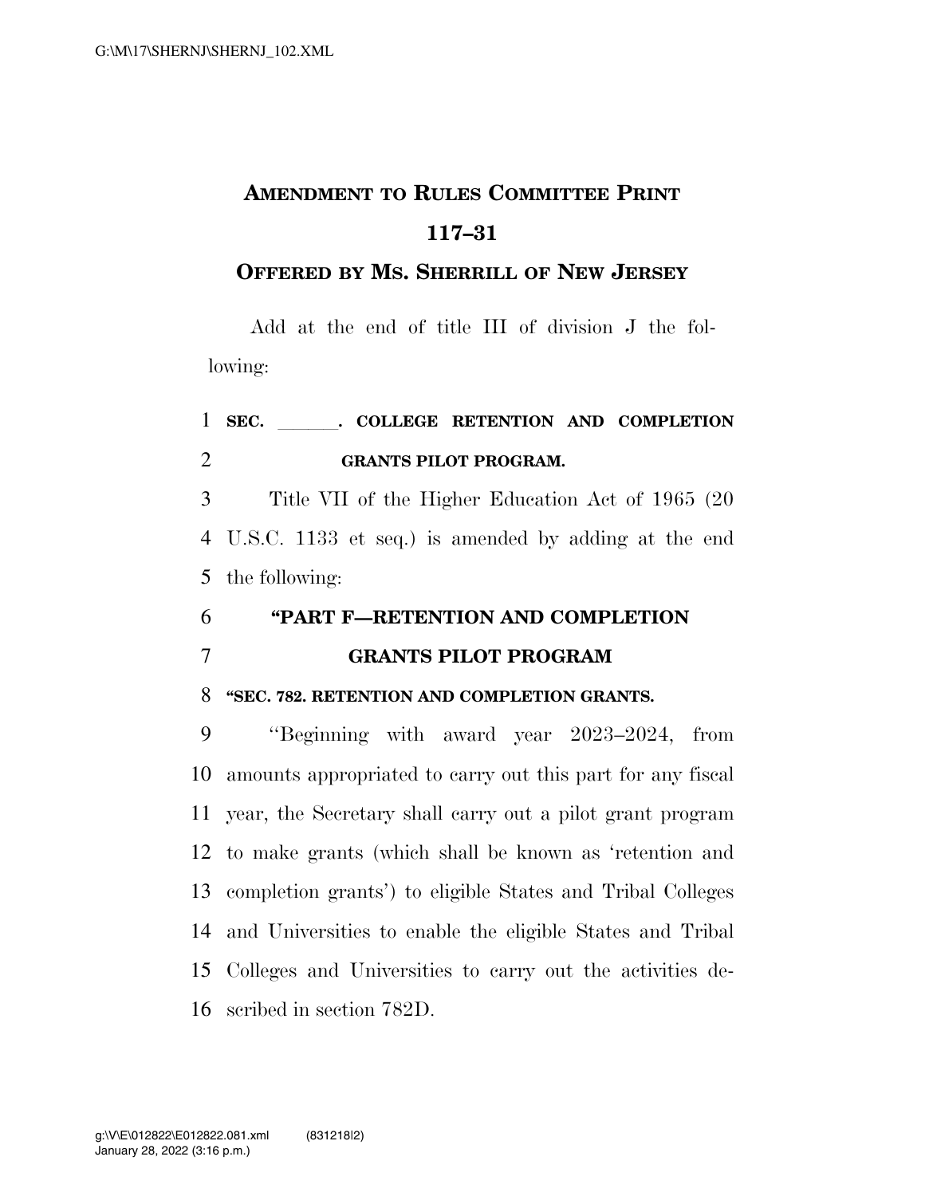# AMENDMENT TO RULES COMMITTEE PRINT 117–31

## OFFERED BY MS. SHERRILL OF NEW JERSEY

Add at the end of title III of division J the following:

1 **SEC. \_\_\_\_\_\_. COLLEGE RETENTION AND COMPLETION**
2 **GRANTS PILOT PROGRAM.**

3 Title VII of the Higher Education Act of 1965 (20
4 U.S.C. 1133 et seq.) is amended by adding at the end
5 the following:

6 **"PART F—RETENTION AND COMPLETION**
7 **GRANTS PILOT PROGRAM**

8 **"SEC. 782. RETENTION AND COMPLETION GRANTS.**

9 "Beginning with award year 2023–2024, from
10 amounts appropriated to carry out this part for any fiscal
11 year, the Secretary shall carry out a pilot grant program
12 to make grants (which shall be known as 'retention and
13 completion grants') to eligible States and Tribal Colleges
14 and Universities to enable the eligible States and Tribal
15 Colleges and Universities to carry out the activities de-
16 scribed in section 782D.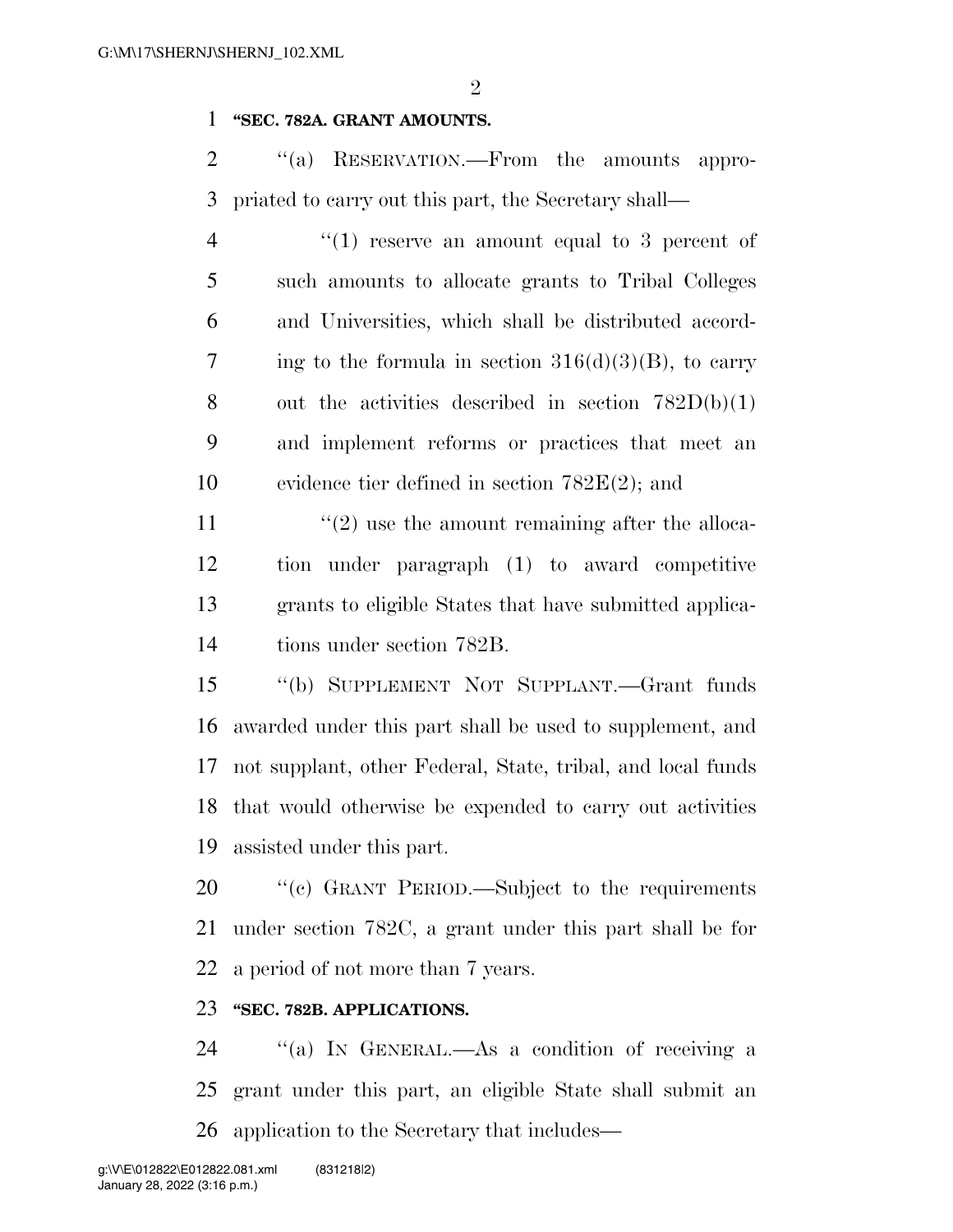**"SEC. 782A. GRANT AMOUNTS.**

"(a) RESERVATION.—From the amounts appropriated to carry out this part, the Secretary shall—

"(1) reserve an amount equal to 3 percent of such amounts to allocate grants to Tribal Colleges and Universities, which shall be distributed according to the formula in section 316(d)(3)(B), to carry out the activities described in section 782D(b)(1) and implement reforms or practices that meet an evidence tier defined in section 782E(2); and

"(2) use the amount remaining after the allocation under paragraph (1) to award competitive grants to eligible States that have submitted applications under section 782B.

"(b) SUPPLEMENT NOT SUPPLANT.—Grant funds awarded under this part shall be used to supplement, and not supplant, other Federal, State, tribal, and local funds that would otherwise be expended to carry out activities assisted under this part.

"(c) GRANT PERIOD.—Subject to the requirements under section 782C, a grant under this part shall be for a period of not more than 7 years.

**"SEC. 782B. APPLICATIONS.**

"(a) IN GENERAL.—As a condition of receiving a grant under this part, an eligible State shall submit an application to the Secretary that includes—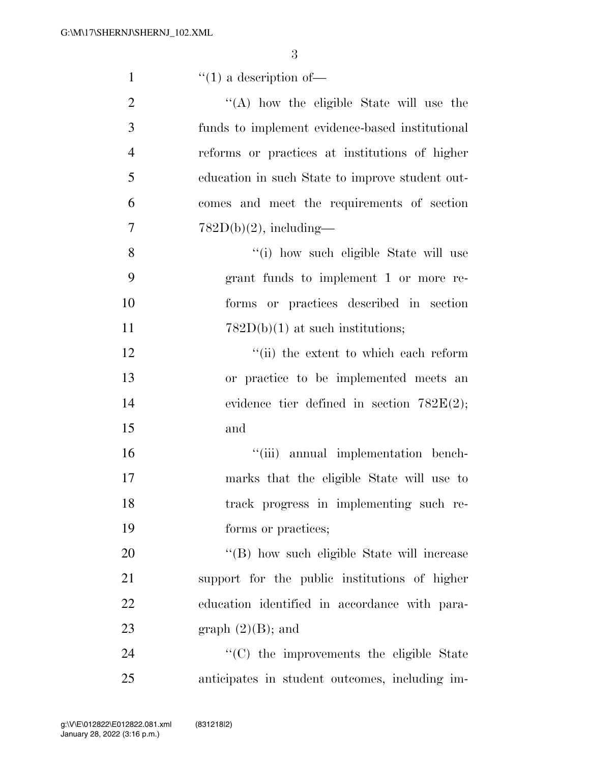''(1) a description of—

''(A) how the eligible State will use the funds to implement evidence-based institutional reforms or practices at institutions of higher education in such State to improve student outcomes and meet the requirements of section 782D(b)(2), including—

''(i) how such eligible State will use grant funds to implement 1 or more reforms or practices described in section 782D(b)(1) at such institutions;

''(ii) the extent to which each reform or practice to be implemented meets an evidence tier defined in section 782E(2); and

''(iii) annual implementation benchmarks that the eligible State will use to track progress in implementing such reforms or practices;

''(B) how such eligible State will increase support for the public institutions of higher education identified in accordance with paragraph (2)(B); and

''(C) the improvements the eligible State anticipates in student outcomes, including im-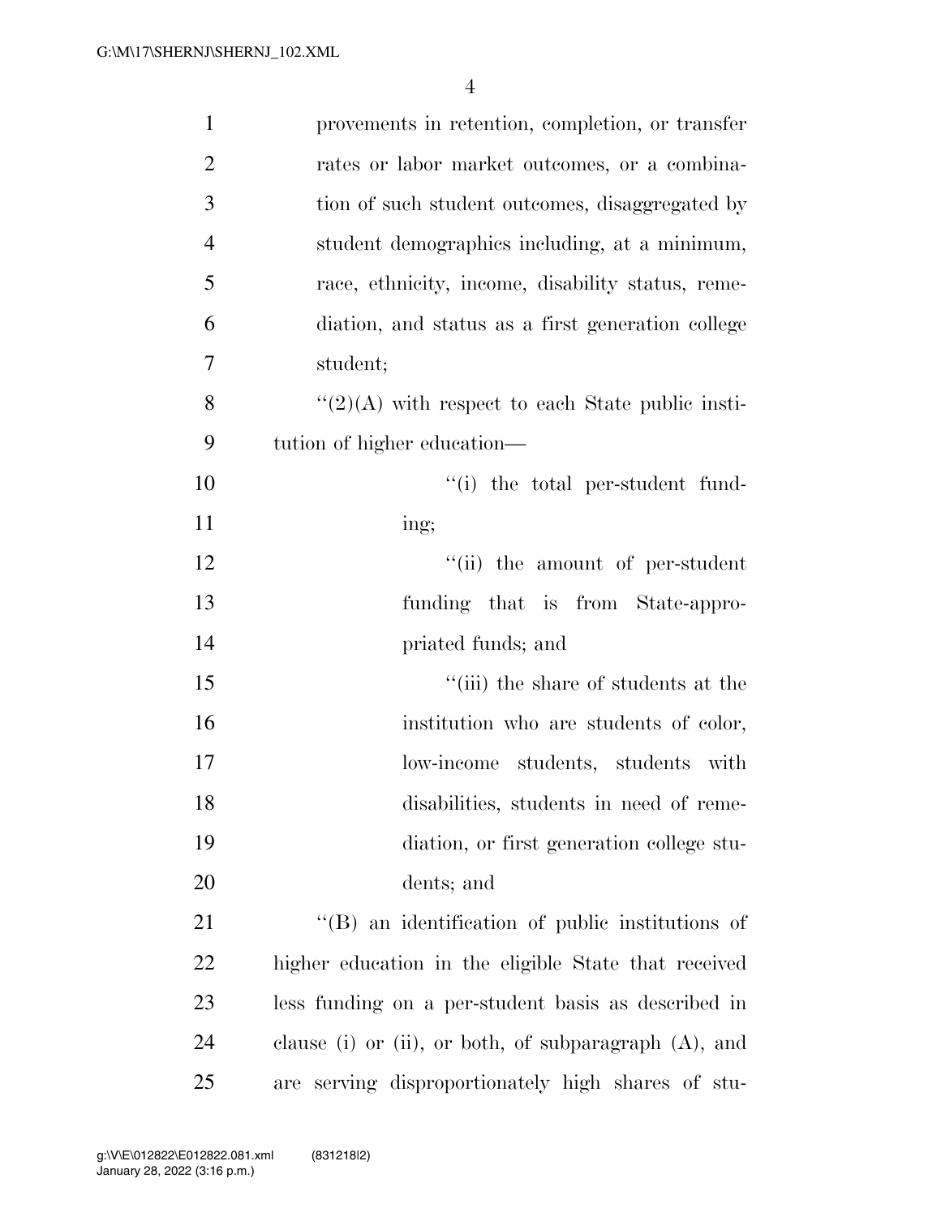provements in retention, completion, or transfer rates or labor market outcomes, or a combination of such student outcomes, disaggregated by student demographics including, at a minimum, race, ethnicity, income, disability status, remediation, and status as a first generation college student;

"(2)(A) with respect to each State public institution of higher education—

"(i) the total per-student funding;

"(ii) the amount of per-student funding that is from State-appropriated funds; and

"(iii) the share of students at the institution who are students of color, low-income students, students with disabilities, students in need of remediation, or first generation college students; and

"(B) an identification of public institutions of higher education in the eligible State that received less funding on a per-student basis as described in clause (i) or (ii), or both, of subparagraph (A), and are serving disproportionately high shares of stu-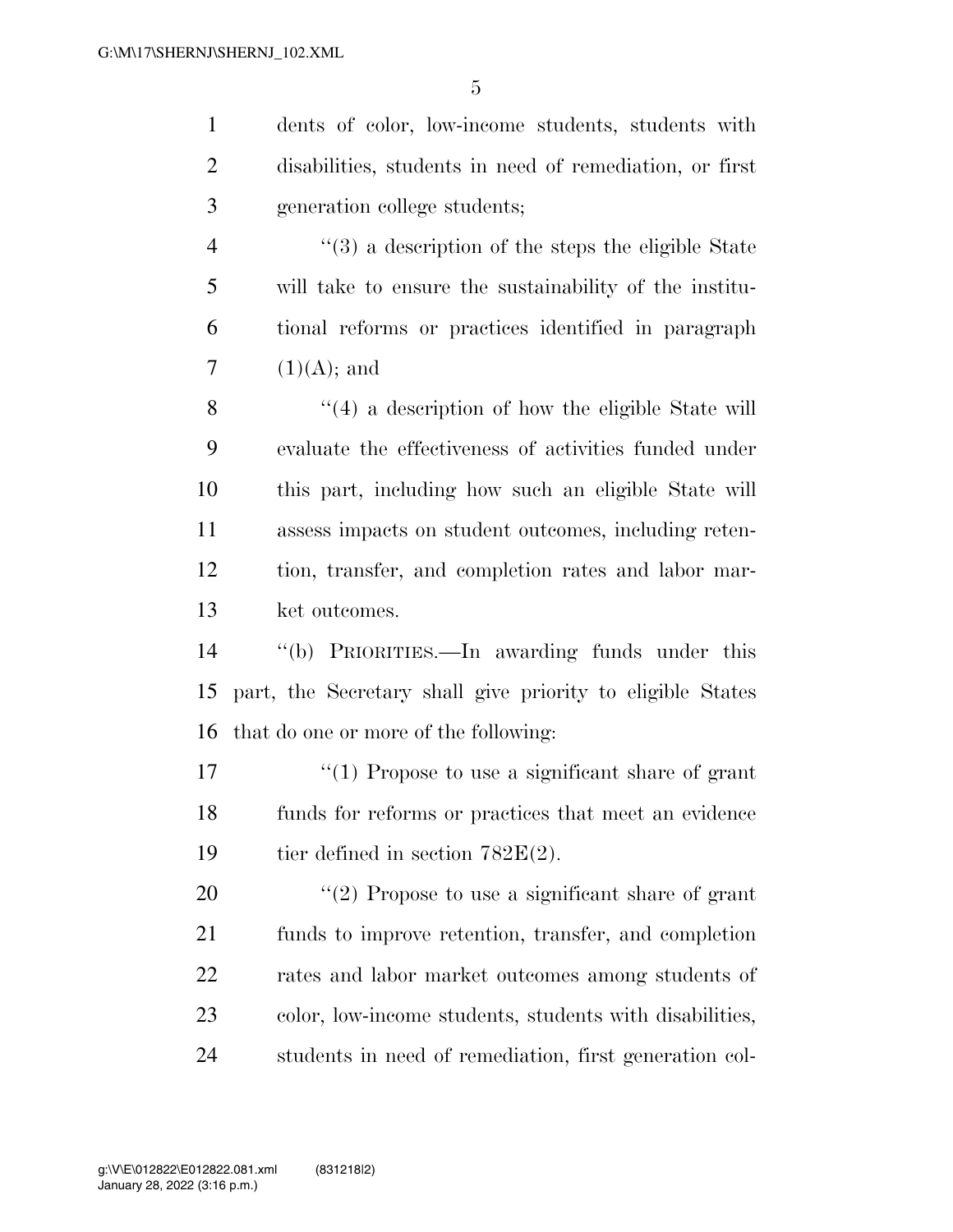dents of color, low-income students, students with disabilities, students in need of remediation, or first generation college students;

"(3) a description of the steps the eligible State will take to ensure the sustainability of the institutional reforms or practices identified in paragraph (1)(A); and

"(4) a description of how the eligible State will evaluate the effectiveness of activities funded under this part, including how such an eligible State will assess impacts on student outcomes, including retention, transfer, and completion rates and labor market outcomes.

"(b) PRIORITIES.—In awarding funds under this part, the Secretary shall give priority to eligible States that do one or more of the following:

"(1) Propose to use a significant share of grant funds for reforms or practices that meet an evidence tier defined in section 782E(2).

"(2) Propose to use a significant share of grant funds to improve retention, transfer, and completion rates and labor market outcomes among students of color, low-income students, students with disabilities, students in need of remediation, first generation col-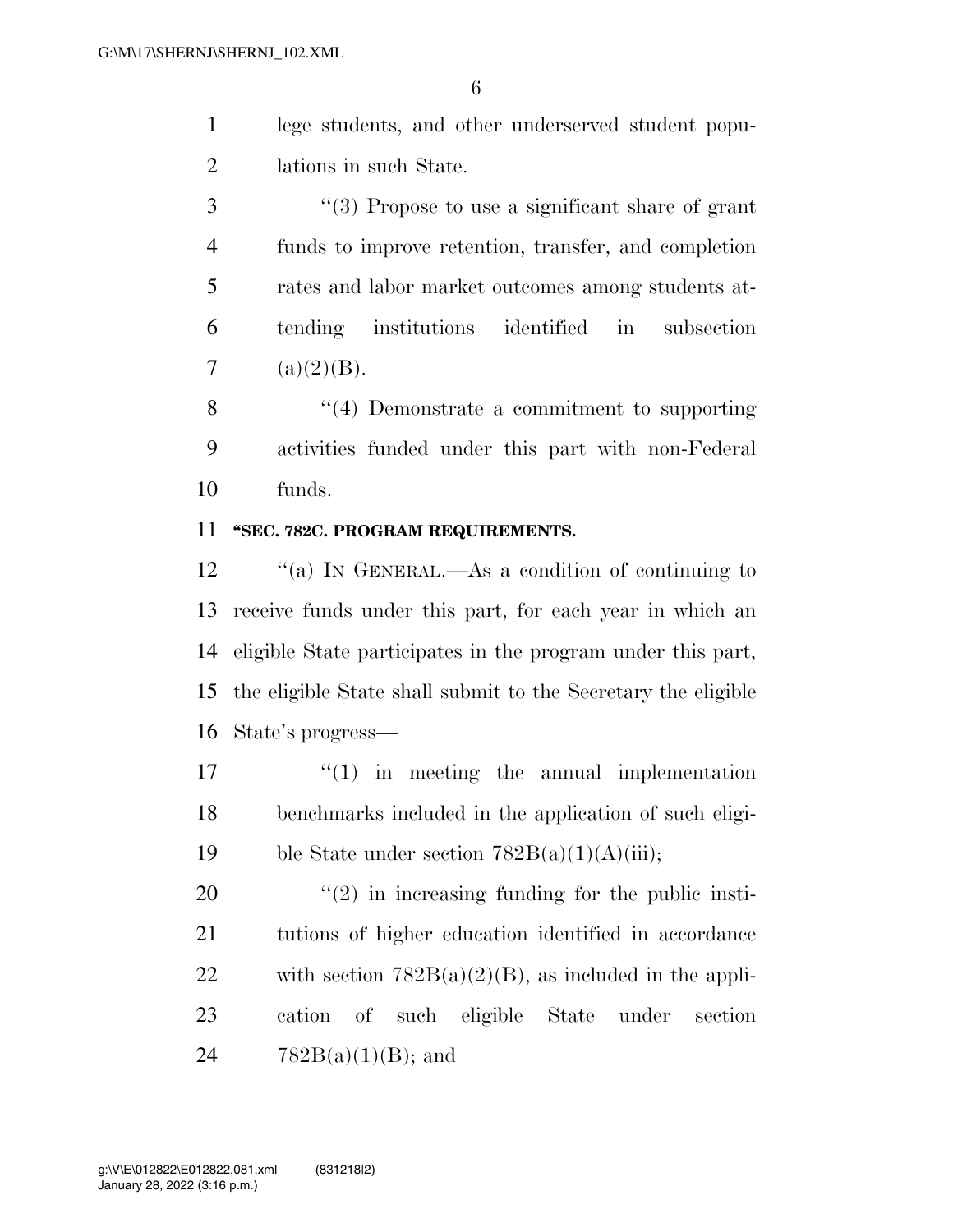lege students, and other underserved student populations in such State.

"(3) Propose to use a significant share of grant funds to improve retention, transfer, and completion rates and labor market outcomes among students attending institutions identified in subsection (a)(2)(B).

"(4) Demonstrate a commitment to supporting activities funded under this part with non-Federal funds.

### "SEC. 782C. PROGRAM REQUIREMENTS.

"(a) IN GENERAL.—As a condition of continuing to receive funds under this part, for each year in which an eligible State participates in the program under this part, the eligible State shall submit to the Secretary the eligible State's progress—

"(1) in meeting the annual implementation benchmarks included in the application of such eligible State under section 782B(a)(1)(A)(iii);

"(2) in increasing funding for the public institutions of higher education identified in accordance with section 782B(a)(2)(B), as included in the application of such eligible State under section 782B(a)(1)(B); and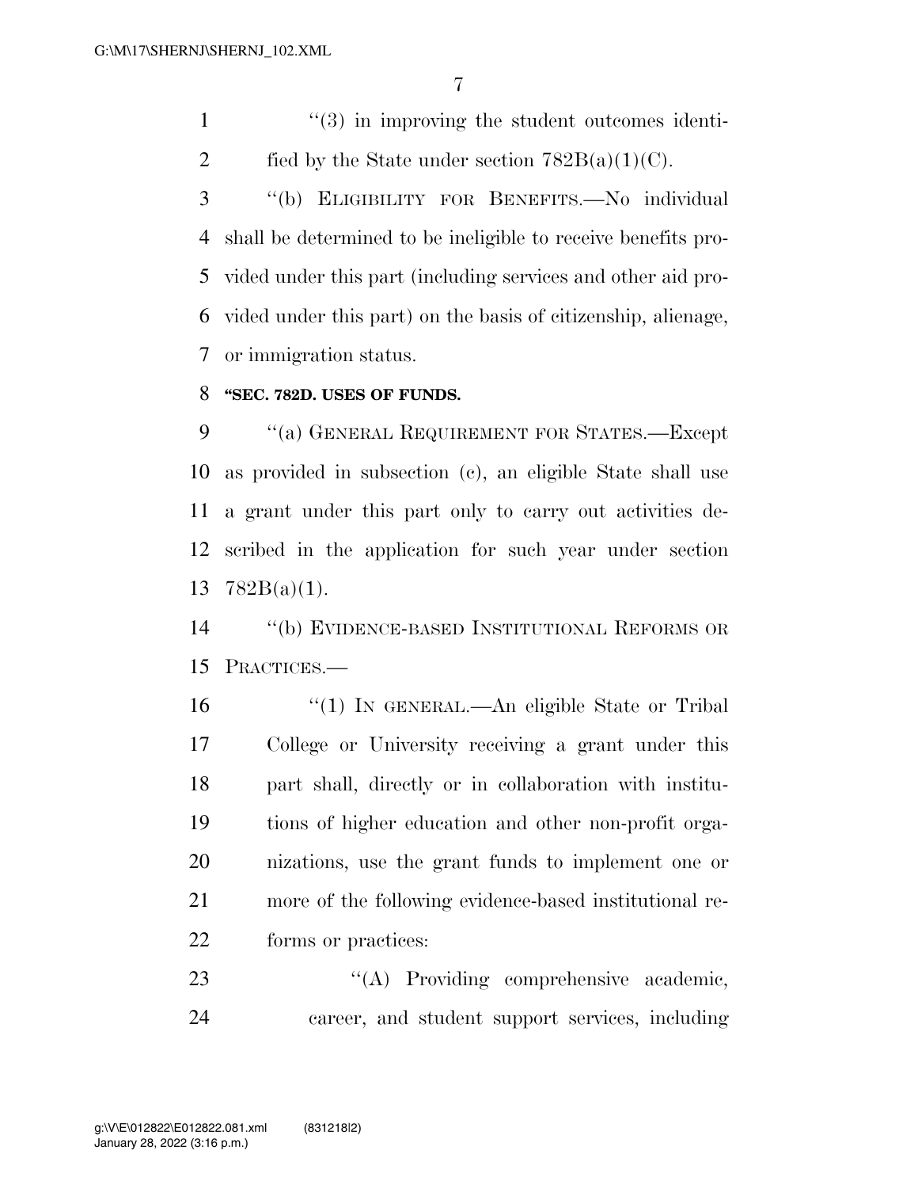"(3) in improving the student outcomes identified by the State under section 782B(a)(1)(C).

"(b) ELIGIBILITY FOR BENEFITS.—No individual shall be determined to be ineligible to receive benefits provided under this part (including services and other aid provided under this part) on the basis of citizenship, alienage, or immigration status.

**"SEC. 782D. USES OF FUNDS.**

"(a) GENERAL REQUIREMENT FOR STATES.—Except as provided in subsection (c), an eligible State shall use a grant under this part only to carry out activities described in the application for such year under section 782B(a)(1).

"(b) EVIDENCE-BASED INSTITUTIONAL REFORMS OR PRACTICES.—

"(1) IN GENERAL.—An eligible State or Tribal College or University receiving a grant under this part shall, directly or in collaboration with institutions of higher education and other non-profit organizations, use the grant funds to implement one or more of the following evidence-based institutional reforms or practices:

"(A) Providing comprehensive academic, career, and student support services, including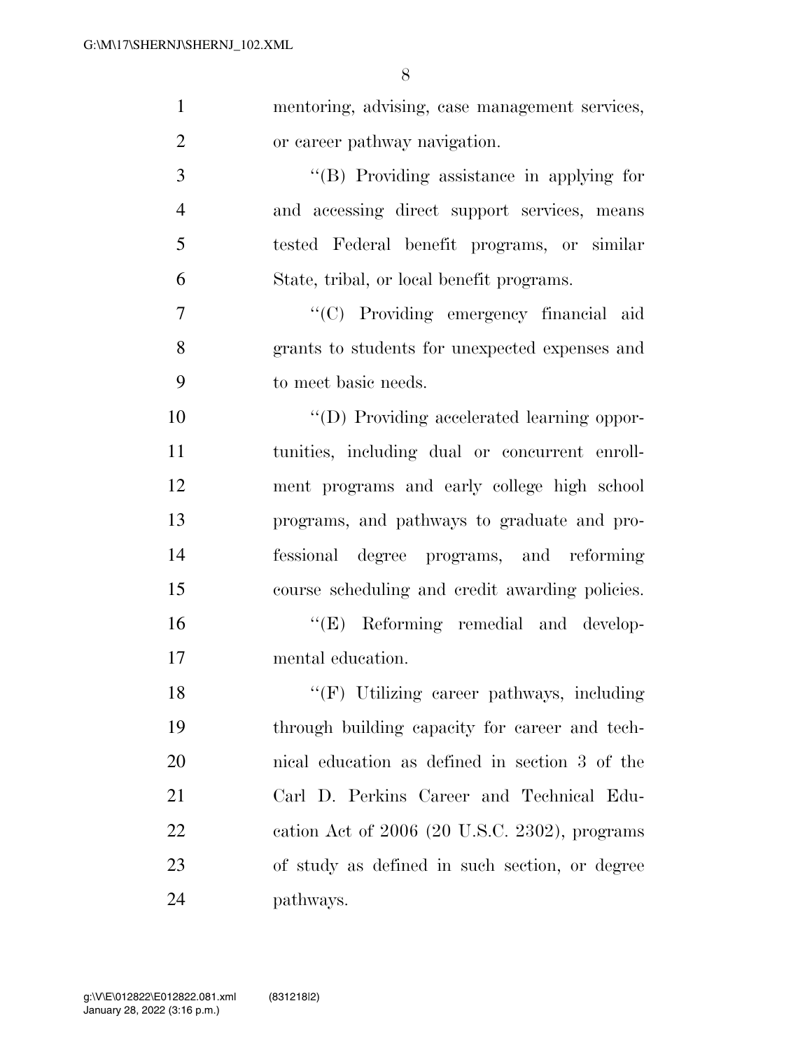mentoring, advising, case management services, or career pathway navigation.

"(B) Providing assistance in applying for and accessing direct support services, means tested Federal benefit programs, or similar State, tribal, or local benefit programs.

"(C) Providing emergency financial aid grants to students for unexpected expenses and to meet basic needs.

"(D) Providing accelerated learning opportunities, including dual or concurrent enrollment programs and early college high school programs, and pathways to graduate and professional degree programs, and reforming course scheduling and credit awarding policies.

"(E) Reforming remedial and developmental education.

"(F) Utilizing career pathways, including through building capacity for career and technical education as defined in section 3 of the Carl D. Perkins Career and Technical Education Act of 2006 (20 U.S.C. 2302), programs of study as defined in such section, or degree pathways.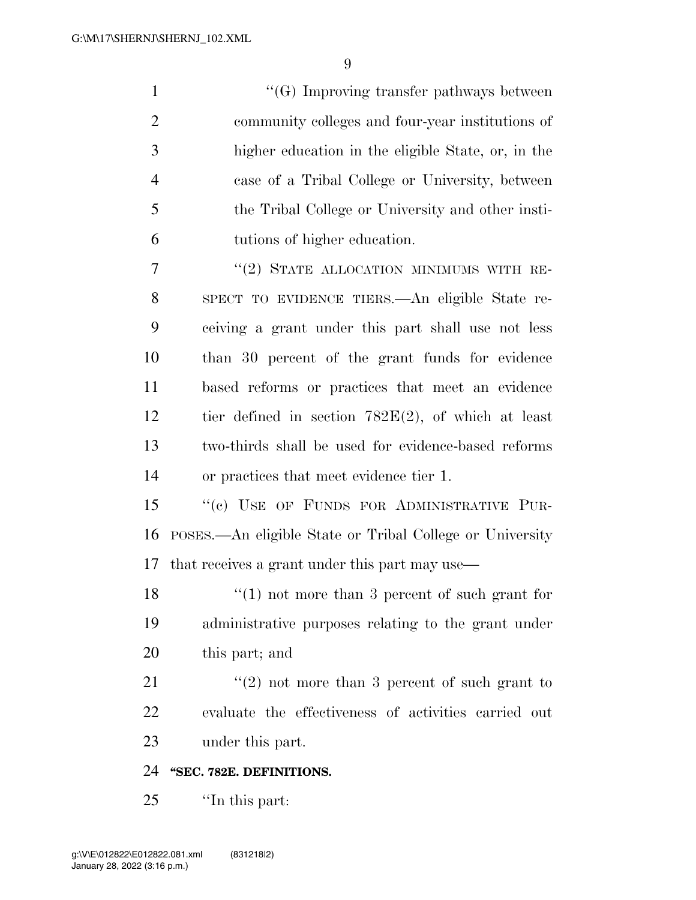"(G) Improving transfer pathways between community colleges and four-year institutions of higher education in the eligible State, or, in the case of a Tribal College or University, between the Tribal College or University and other institutions of higher education.

"(2) STATE ALLOCATION MINIMUMS WITH RESPECT TO EVIDENCE TIERS.—An eligible State receiving a grant under this part shall use not less than 30 percent of the grant funds for evidence based reforms or practices that meet an evidence tier defined in section 782E(2), of which at least two-thirds shall be used for evidence-based reforms or practices that meet evidence tier 1.

"(c) USE OF FUNDS FOR ADMINISTRATIVE PURPOSES.—An eligible State or Tribal College or University that receives a grant under this part may use—

"(1) not more than 3 percent of such grant for administrative purposes relating to the grant under this part; and

"(2) not more than 3 percent of such grant to evaluate the effectiveness of activities carried out under this part.

**"SEC. 782E. DEFINITIONS.**

"In this part: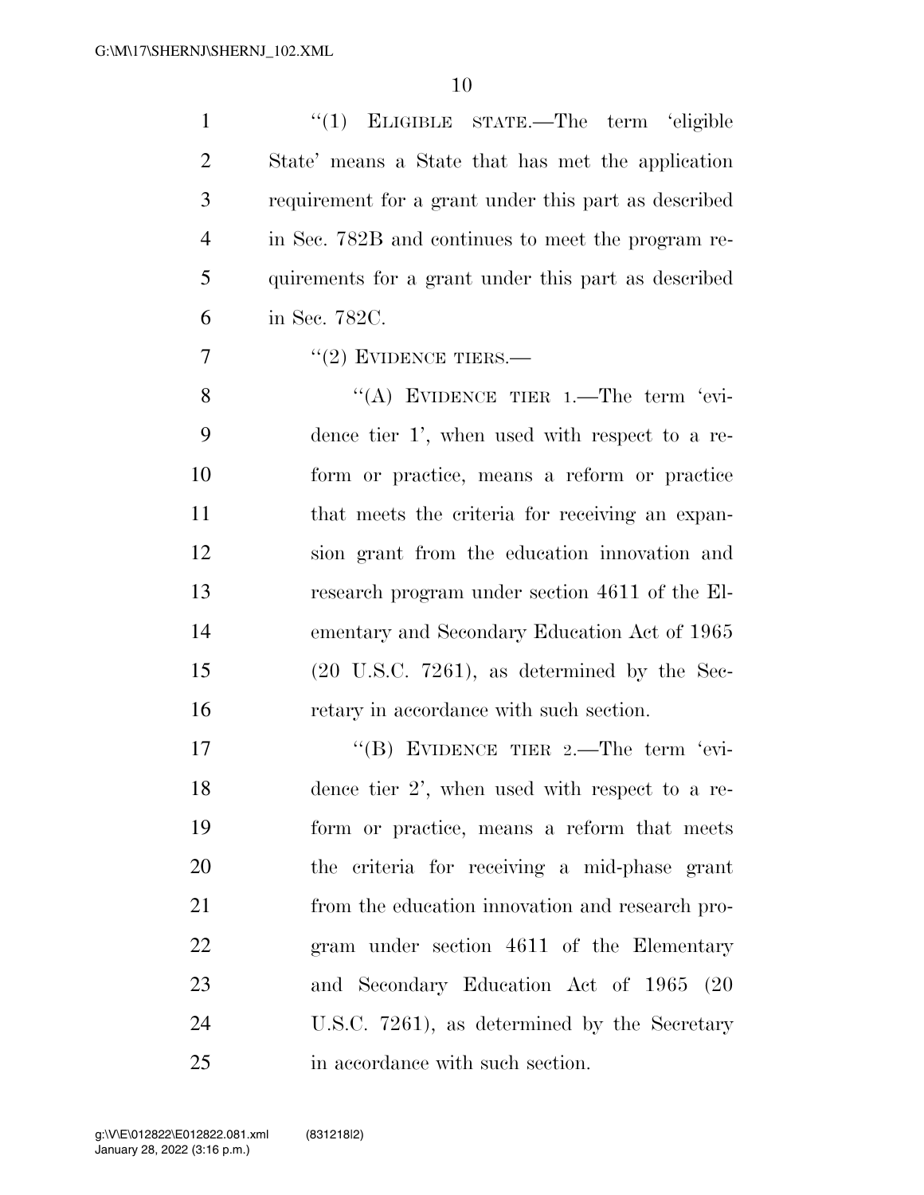"(1) ELIGIBLE STATE.—The term 'eligible State' means a State that has met the application requirement for a grant under this part as described in Sec. 782B and continues to meet the program requirements for a grant under this part as described in Sec. 782C.

"(2) EVIDENCE TIERS.—

"(A) EVIDENCE TIER 1.—The term 'evidence tier 1', when used with respect to a reform or practice, means a reform or practice that meets the criteria for receiving an expansion grant from the education innovation and research program under section 4611 of the Elementary and Secondary Education Act of 1965 (20 U.S.C. 7261), as determined by the Secretary in accordance with such section.

"(B) EVIDENCE TIER 2.—The term 'evidence tier 2', when used with respect to a reform or practice, means a reform that meets the criteria for receiving a mid-phase grant from the education innovation and research program under section 4611 of the Elementary and Secondary Education Act of 1965 (20 U.S.C. 7261), as determined by the Secretary in accordance with such section.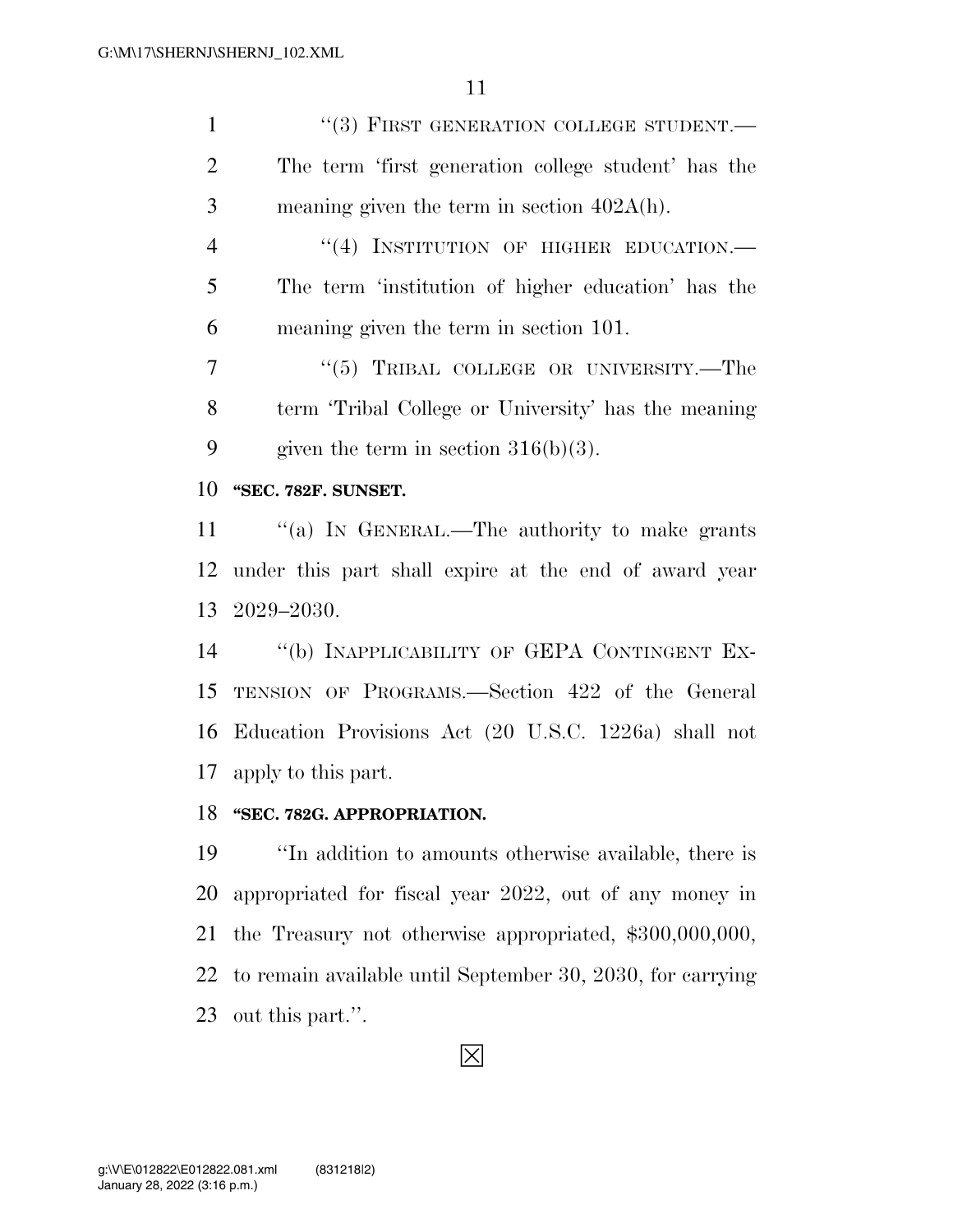"(3) FIRST GENERATION COLLEGE STUDENT.—The term 'first generation college student' has the meaning given the term in section 402A(h).

"(4) INSTITUTION OF HIGHER EDUCATION.—The term 'institution of higher education' has the meaning given the term in section 101.

"(5) TRIBAL COLLEGE OR UNIVERSITY.—The term 'Tribal College or University' has the meaning given the term in section 316(b)(3).

**"SEC. 782F. SUNSET.**

"(a) IN GENERAL.—The authority to make grants under this part shall expire at the end of award year 2029–2030.

"(b) INAPPLICABILITY OF GEPA CONTINGENT EXTENSION OF PROGRAMS.—Section 422 of the General Education Provisions Act (20 U.S.C. 1226a) shall not apply to this part.

**"SEC. 782G. APPROPRIATION.**

"In addition to amounts otherwise available, there is appropriated for fiscal year 2022, out of any money in the Treasury not otherwise appropriated, $300,000,000, to remain available until September 30, 2030, for carrying out this part.".